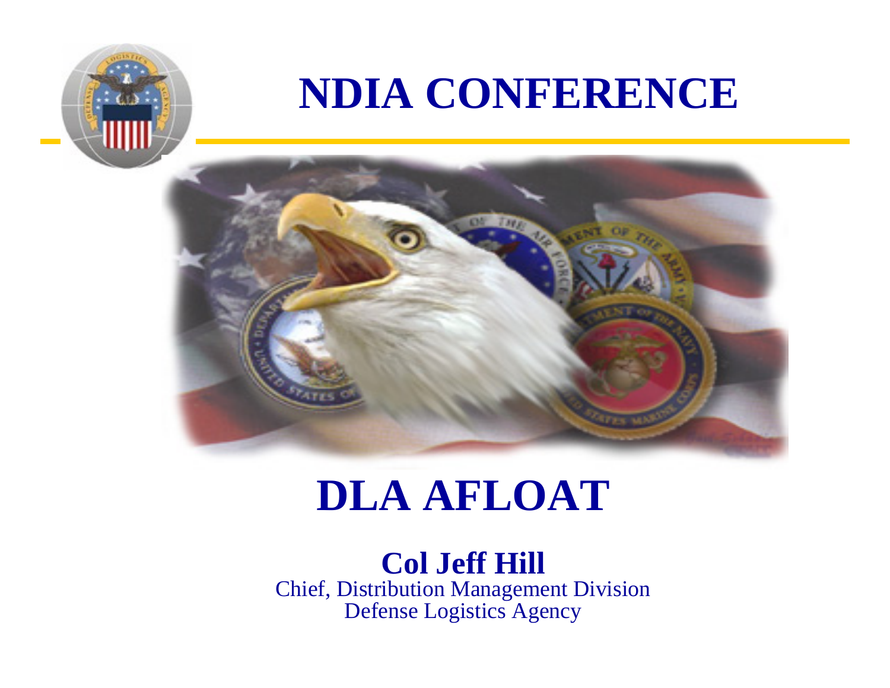# NDIA CONFERENCE

# DLA AFLOAT

**Col Jeff Hill**
Chief, Distribution Management Division
Defense Logistics Agency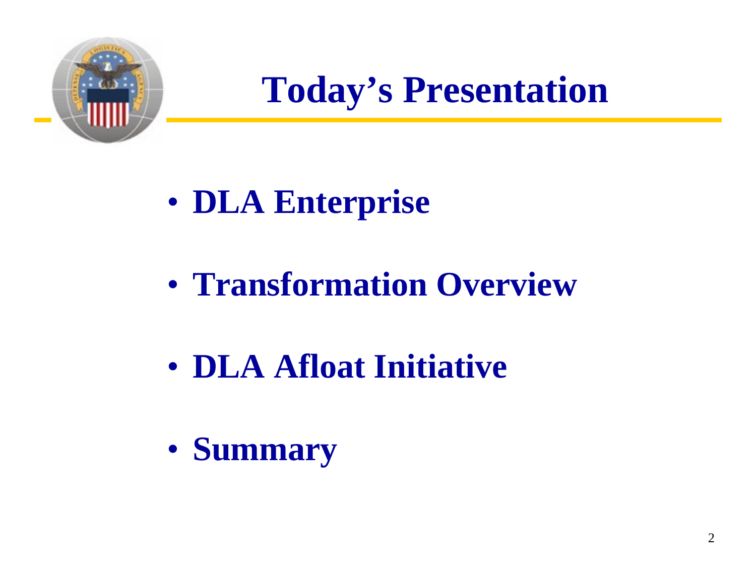# Today's Presentation

- **DLA Enterprise**
- **Transformation Overview**
- **DLA Afloat Initiative**
- **Summary**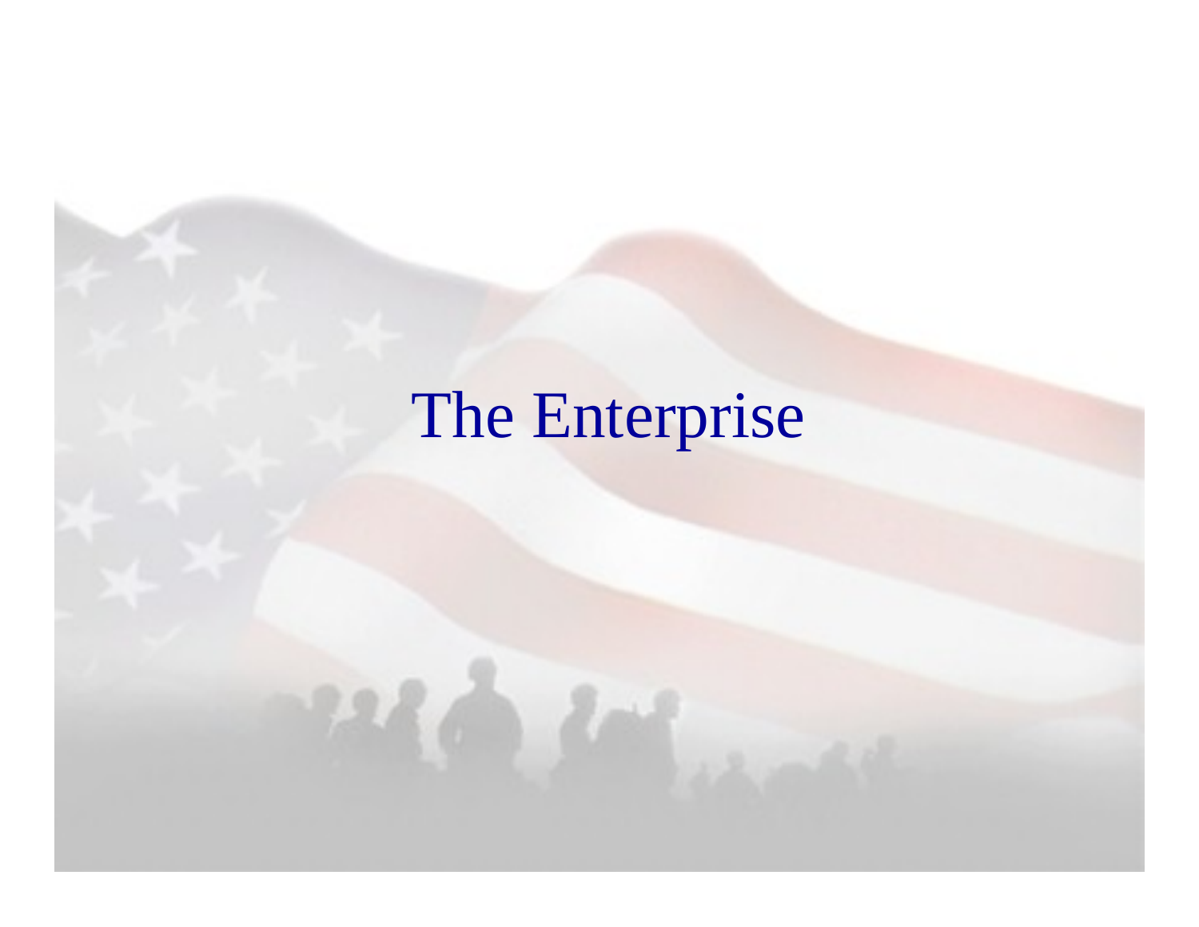# The Enterprise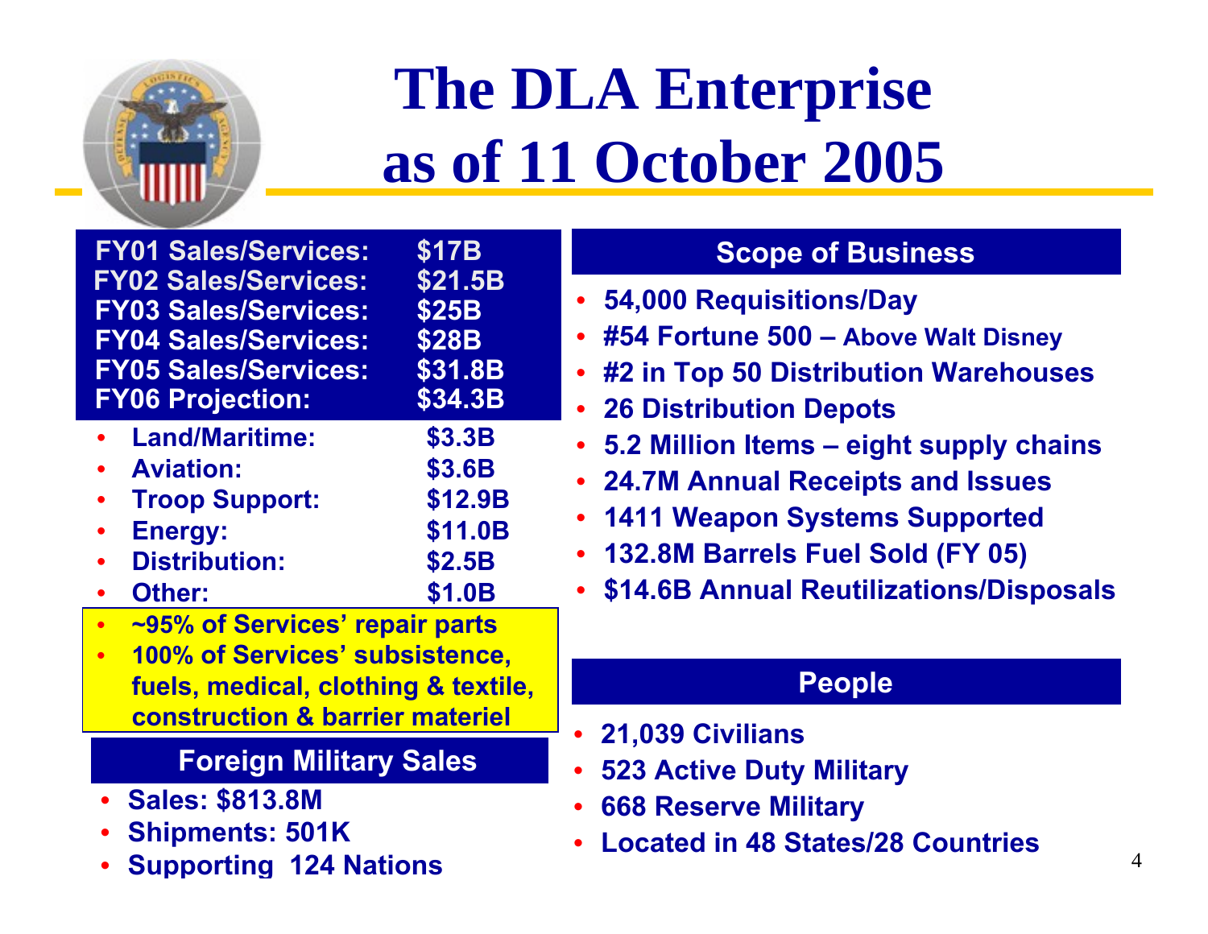# The DLA Enterprise as of 11 October 2005

| | |
|---|---|
| **FY01 Sales/Services:** | **$17B** |
| **FY02 Sales/Services:** | **$21.5B** |
| **FY03 Sales/Services:** | **$25B** |
| **FY04 Sales/Services:** | **$28B** |
| **FY05 Sales/Services:** | **$31.8B** |
| **FY06 Projection:** | **$34.3B** |

- **Land/Maritime:** **$3.3B**
- **Aviation:** **$3.6B**
- **Troop Support:** **$12.9B**
- **Energy:** **$11.0B**
- **Distribution:** **$2.5B**
- **Other:** **$1.0B**

- **~95% of Services' repair parts**
- **100% of Services' subsistence, fuels, medical, clothing & textile, construction & barrier materiel**

## Foreign Military Sales

- **Sales: $813.8M**
- **Shipments: 501K**
- **Supporting 124 Nations**

## Scope of Business

- **54,000 Requisitions/Day**
- **#54 Fortune 500 – Above Walt Disney**
- **#2 in Top 50 Distribution Warehouses**
- **26 Distribution Depots**
- **5.2 Million Items – eight supply chains**
- **24.7M Annual Receipts and Issues**
- **1411 Weapon Systems Supported**
- **132.8M Barrels Fuel Sold (FY 05)**
- **$14.6B Annual Reutilizations/Disposals**

## People

- **21,039 Civilians**
- **523 Active Duty Military**
- **668 Reserve Military**
- **Located in 48 States/28 Countries**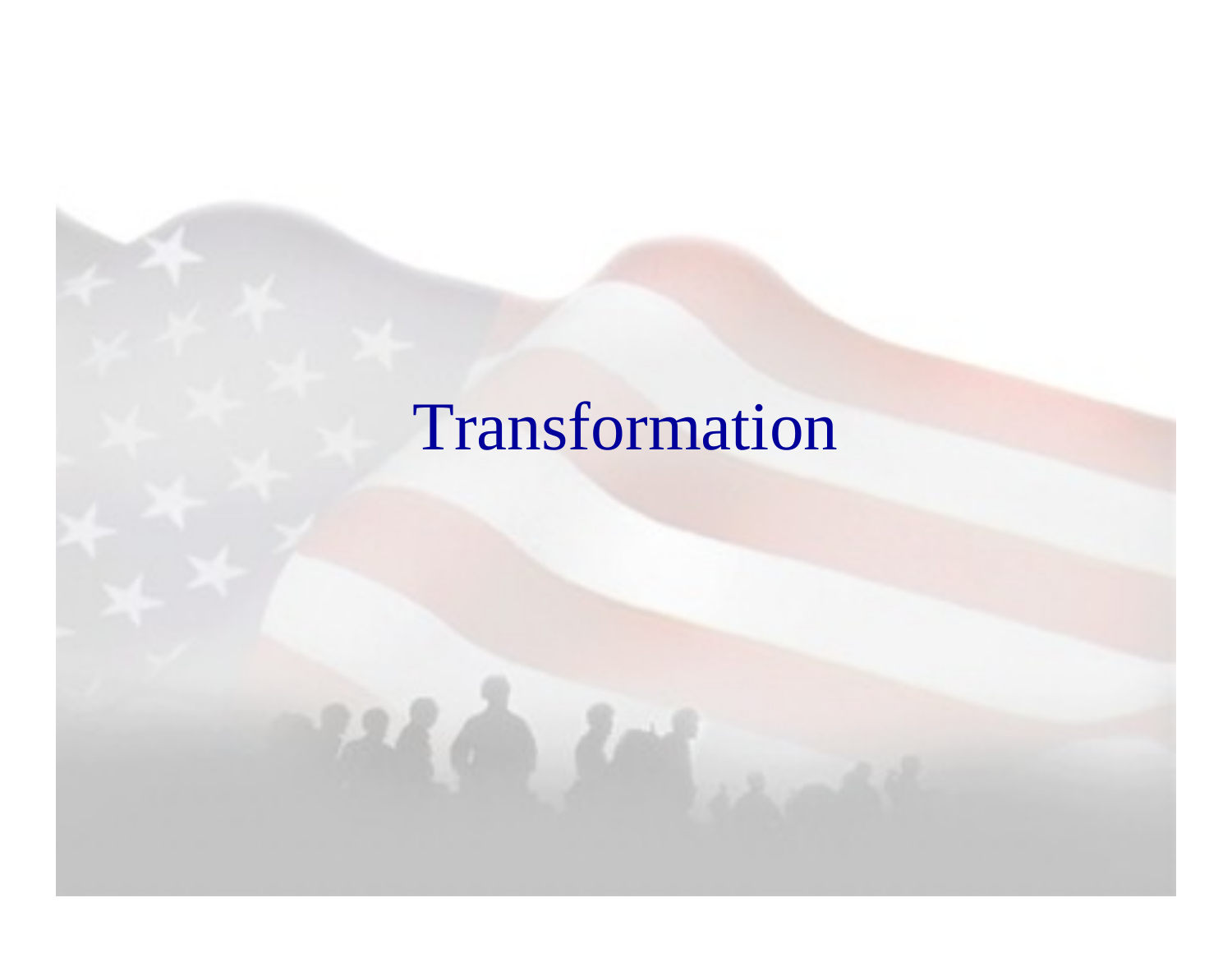# Transformation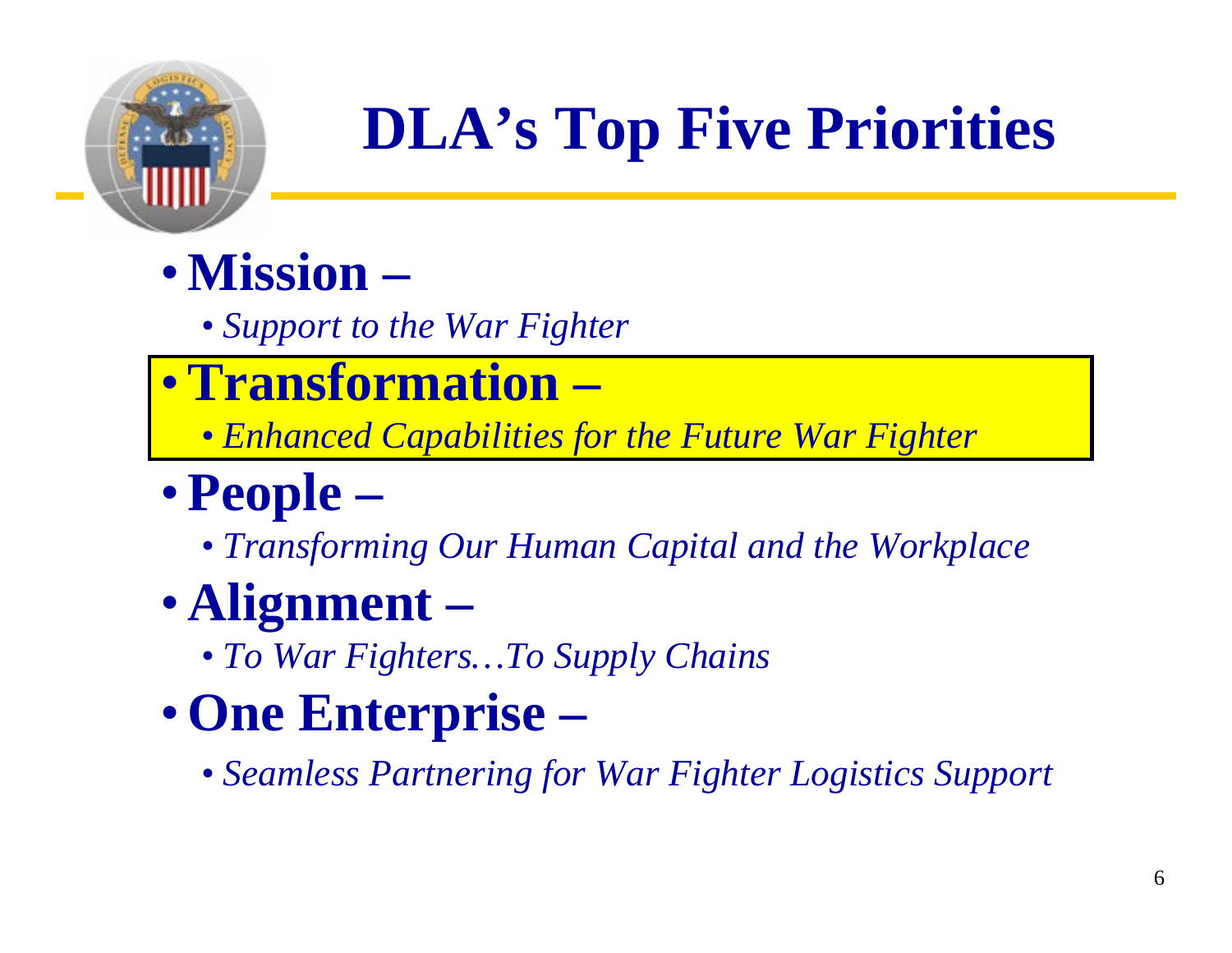# DLA's Top Five Priorities

- **Mission –**
  - *Support to the War Fighter*
- **Transformation –**
  - *Enhanced Capabilities for the Future War Fighter*
- **People –**
  - *Transforming Our Human Capital and the Workplace*
- **Alignment –**
  - *To War Fighters…To Supply Chains*
- **One Enterprise –**
  - *Seamless Partnering for War Fighter Logistics Support*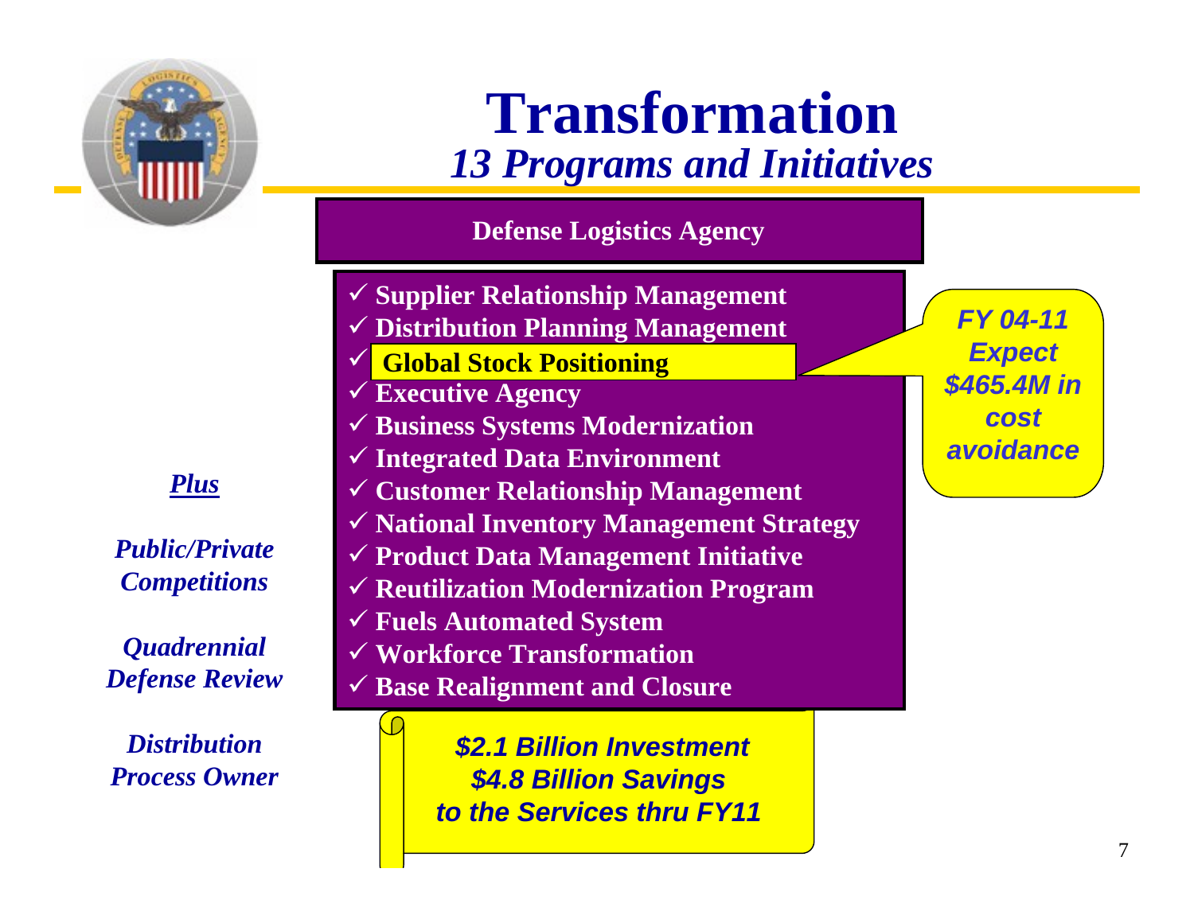# Transformation

## *13 Programs and Initiatives*

**Defense Logistics Agency**

- ✓ Supplier Relationship Management
- ✓ Distribution Planning Management
- ✓ Global Stock Positioning
- ✓ Executive Agency
- ✓ Business Systems Modernization
- ✓ Integrated Data Environment
- ✓ Customer Relationship Management
- ✓ National Inventory Management Strategy
- ✓ Product Data Management Initiative
- ✓ Reutilization Modernization Program
- ✓ Fuels Automated System
- ✓ Workforce Transformation
- ✓ Base Realignment and Closure

*FY 04-11 Expect $465.4M in cost avoidance*

***Plus***

*Public/Private Competitions*

*Quadrennial Defense Review*

*Distribution Process Owner*

***$2.1 Billion Investment***
***$4.8 Billion Savings***
***to the Services thru FY11***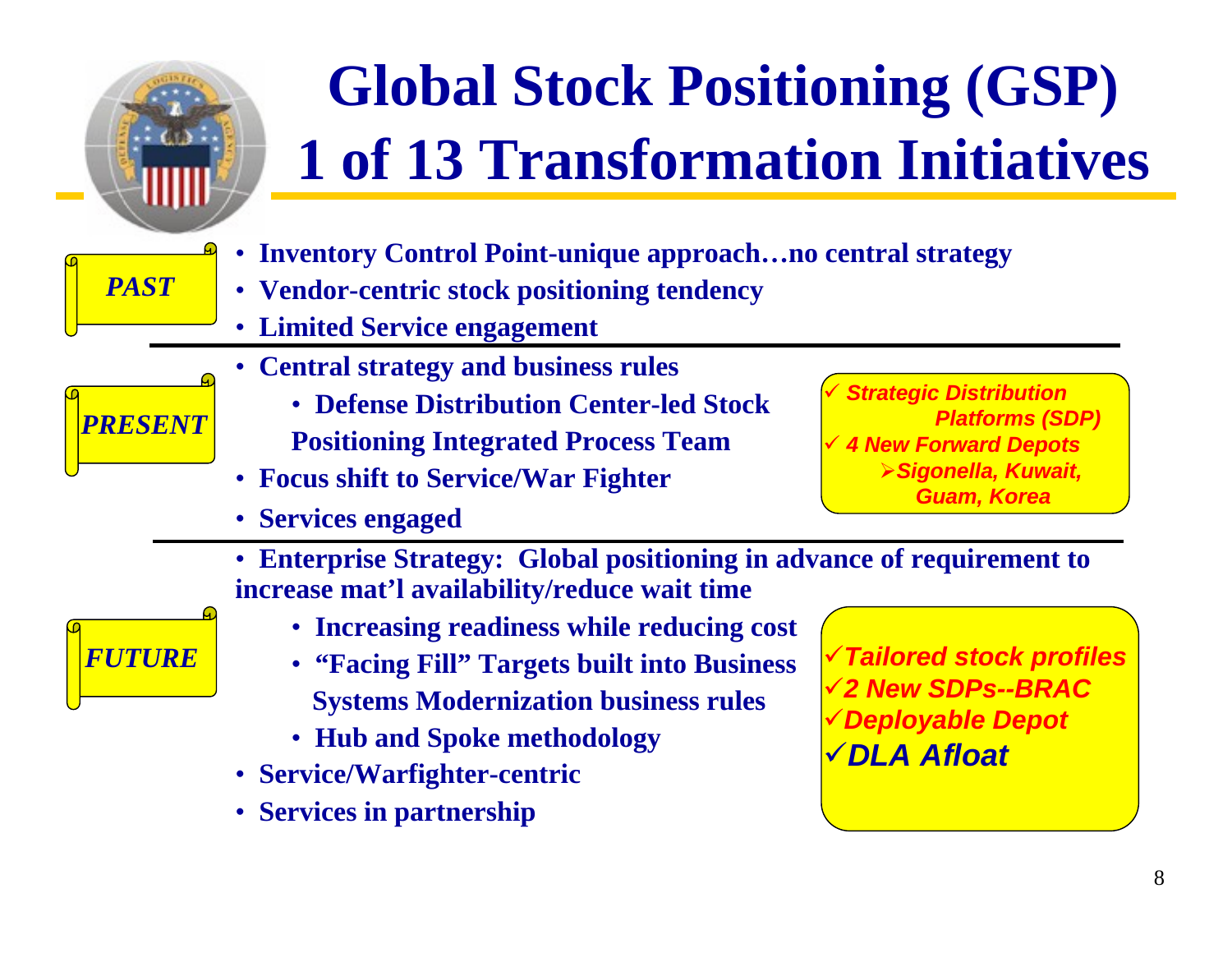# Global Stock Positioning (GSP)
# 1 of 13 Transformation Initiatives

***PAST***

- **Inventory Control Point-unique approach…no central strategy**
- **Vendor-centric stock positioning tendency**
- **Limited Service engagement**

***PRESENT***

- **Central strategy and business rules**
  - **Defense Distribution Center-led Stock Positioning Integrated Process Team**
- **Focus shift to Service/War Fighter**
- **Services engaged**

✓ ***Strategic Distribution Platforms (SDP)***
✓ ***4 New Forward Depots***
- ***Sigonella, Kuwait, Guam, Korea***

***FUTURE***

- **Enterprise Strategy: Global positioning in advance of requirement to increase mat'l availability/reduce wait time**
  - **Increasing readiness while reducing cost**
  - **"Facing Fill" Targets built into Business Systems Modernization business rules**
  - **Hub and Spoke methodology**
- **Service/Warfighter-centric**
- **Services in partnership**

✓***Tailored stock profiles***
✓***2 New SDPs--BRAC***
✓***Deployable Depot***
✓***DLA Afloat***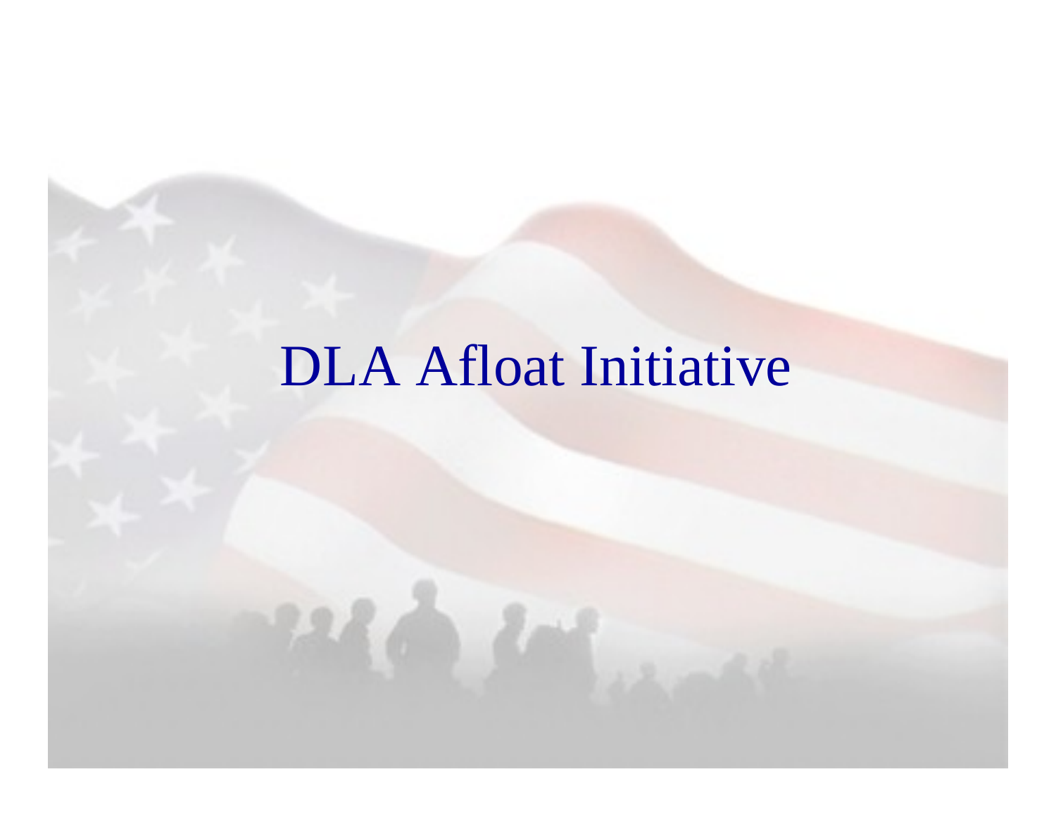# DLA Afloat Initiative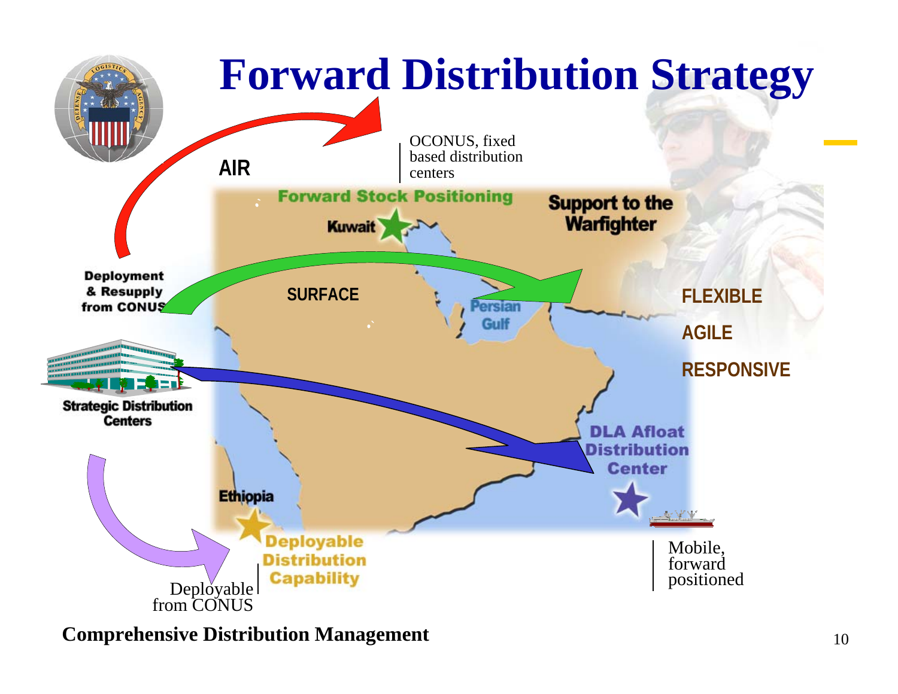# Forward Distribution Strategy

AIR

OCONUS, fixed based distribution centers

Forward Stock Positioning

Kuwait

Support to the Warfighter

Deployment & Resupply from CONUS

SURFACE

Persian Gulf

FLEXIBLE

AGILE

RESPONSIVE

Strategic Distribution Centers

DLA Afloat Distribution Center

Ethiopia

Deployable Distribution Capability

Deployable from CONUS

Mobile, forward positioned

**Comprehensive Distribution Management**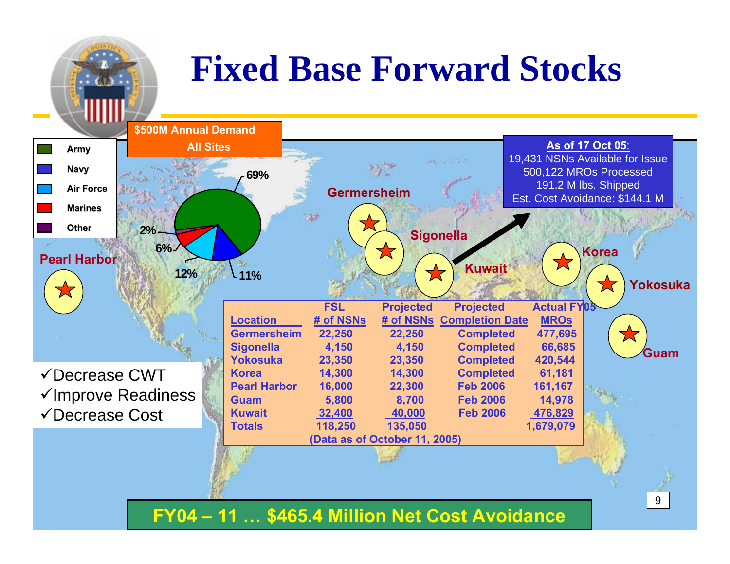# Fixed Base Forward Stocks

**$500M Annual Demand All Sites**

| Service | Share |
|---|---|
| Army | 69% |
| Navy | 11% |
| Air Force | 12% |
| Marines | 6% |
| Other | 2% |

Locations: Pearl Harbor, Germersheim, Sigonella, Kuwait, Korea, Yokosuka, Guam

**As of 17 Oct 05:**
19,431 NSNs Available for Issue
500,122 MROs Processed
191.2 M lbs. Shipped
Est. Cost Avoidance: $144.1 M

| Location | FSL # of NSNs | Projected # of NSNs | Projected Completion Date | Actual FY05 MROs |
|---|---|---|---|---|
| Germersheim | 22,250 | 22,250 | Completed | 477,695 |
| Sigonella | 4,150 | 4,150 | Completed | 66,685 |
| Yokosuka | 23,350 | 23,350 | Completed | 420,544 |
| Korea | 14,300 | 14,300 | Completed | 61,181 |
| Pearl Harbor | 16,000 | 22,300 | Feb 2006 | 161,167 |
| Guam | 5,800 | 8,700 | Feb 2006 | 14,978 |
| Kuwait | 32,400 | 40,000 | Feb 2006 | 476,829 |
| Totals | 118,250 | 135,050 | | 1,679,079 |

(Data as of October 11, 2005)

- ✓Decrease CWT
- ✓Improve Readiness
- ✓Decrease Cost

**FY04 – 11 … $465.4 Million Net Cost Avoidance**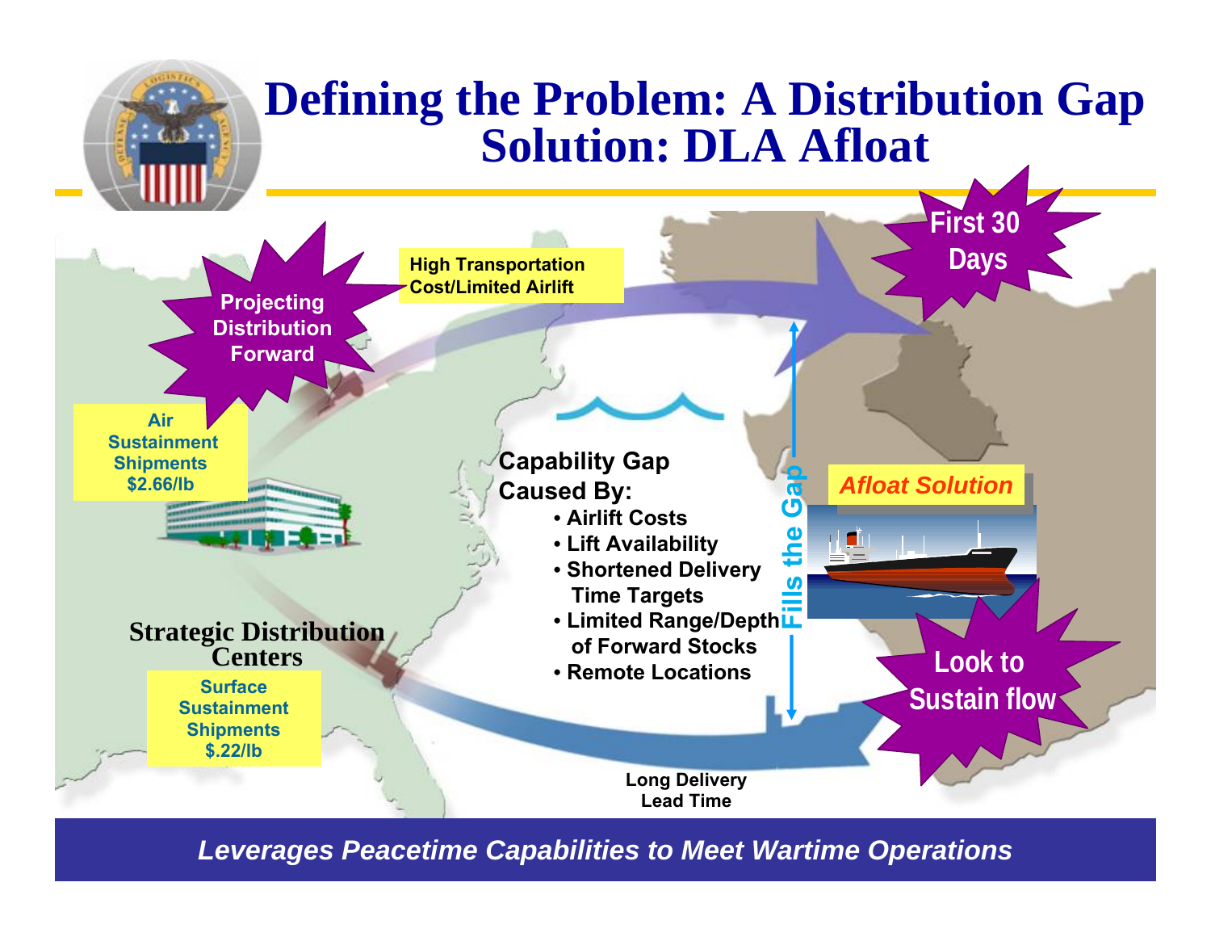# Defining the Problem: A Distribution Gap
# Solution: DLA Afloat

Projecting Distribution Forward

High Transportation Cost/Limited Airlift

First 30 Days

Air Sustainment Shipments $2.66/lb

Capability Gap Caused By:

- Airlift Costs
- Lift Availability
- Shortened Delivery Time Targets
- Limited Range/Depth of Forward Stocks
- Remote Locations

Fills the Gap

Afloat Solution

Strategic Distribution Centers

Surface Sustainment Shipments $.22/lb

Look to Sustain flow

Long Delivery Lead Time

*Leverages Peacetime Capabilities to Meet Wartime Operations*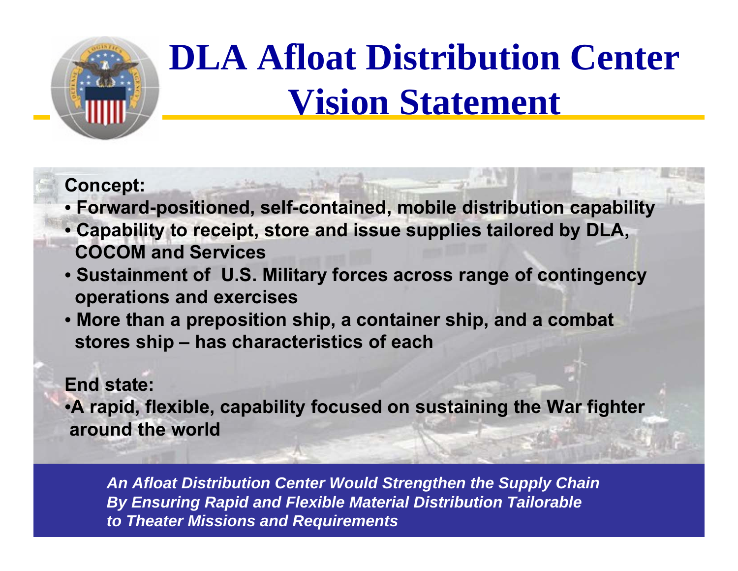# DLA Afloat Distribution Center Vision Statement

**Concept:**

- **Forward-positioned, self-contained, mobile distribution capability**
- **Capability to receipt, store and issue supplies tailored by DLA, COCOM and Services**
- **Sustainment of U.S. Military forces across range of contingency operations and exercises**
- **More than a preposition ship, a container ship, and a combat stores ship – has characteristics of each**

**End state:**

- **A rapid, flexible, capability focused on sustaining the War fighter around the world**

***An Afloat Distribution Center Would Strengthen the Supply Chain By Ensuring Rapid and Flexible Material Distribution Tailorable to Theater Missions and Requirements***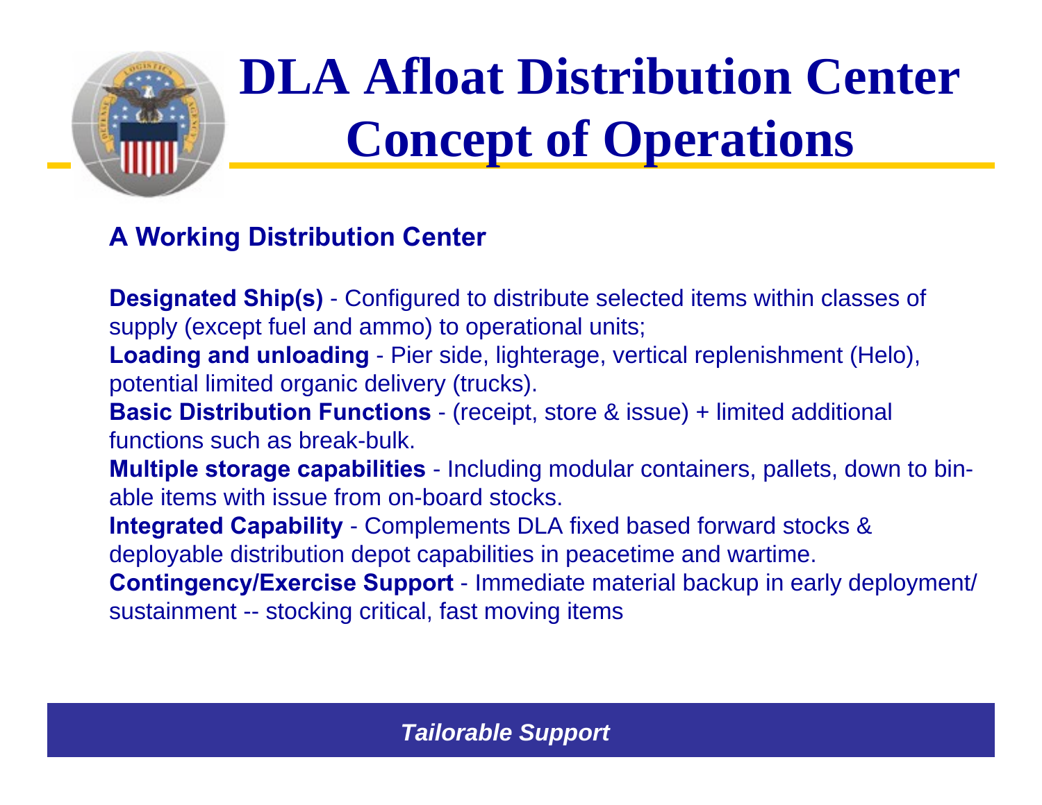# DLA Afloat Distribution Center Concept of Operations

### A Working Distribution Center

**Designated Ship(s)** - Configured to distribute selected items within classes of supply (except fuel and ammo) to operational units;

**Loading and unloading** - Pier side, lighterage, vertical replenishment (Helo), potential limited organic delivery (trucks).

**Basic Distribution Functions** - (receipt, store & issue) + limited additional functions such as break-bulk.

**Multiple storage capabilities** - Including modular containers, pallets, down to bin-able items with issue from on-board stocks.

**Integrated Capability** - Complements DLA fixed based forward stocks & deployable distribution depot capabilities in peacetime and wartime.

**Contingency/Exercise Support** - Immediate material backup in early deployment/ sustainment -- stocking critical, fast moving items

***Tailorable Support***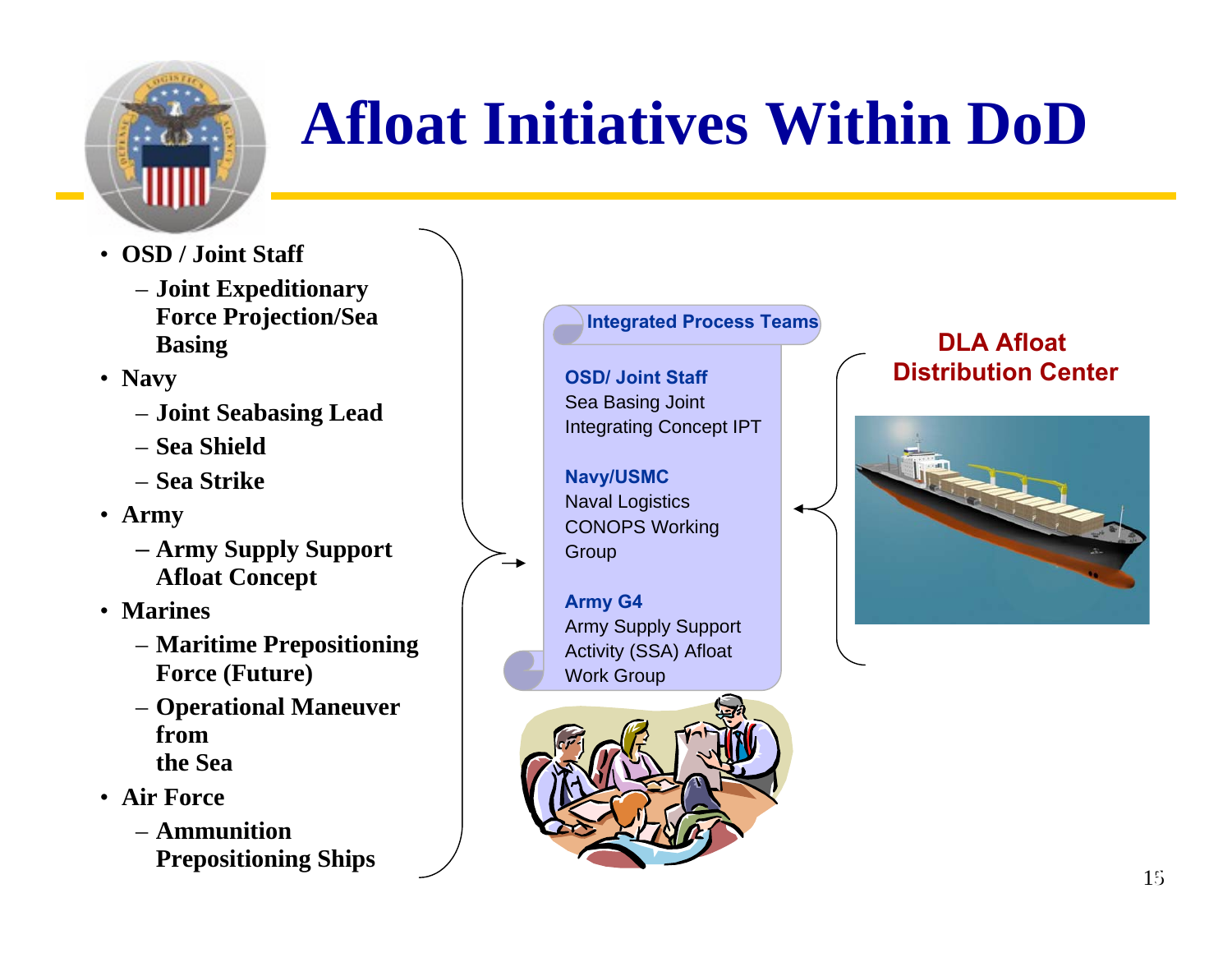# Afloat Initiatives Within DoD

- **OSD / Joint Staff**
  - **Joint Expeditionary Force Projection/Sea Basing**
- **Navy**
  - **Joint Seabasing Lead**
  - **Sea Shield**
  - **Sea Strike**
- **Army**
  - **Army Supply Support Afloat Concept**
- **Marines**
  - **Maritime Prepositioning Force (Future)**
  - **Operational Maneuver from the Sea**
- **Air Force**
  - **Ammunition Prepositioning Ships**

**Integrated Process Teams**

**OSD/ Joint Staff**
Sea Basing Joint Integrating Concept IPT

**Navy/USMC**
Naval Logistics CONOPS Working Group

**Army G4**
Army Supply Support Activity (SSA) Afloat Work Group

**DLA Afloat Distribution Center**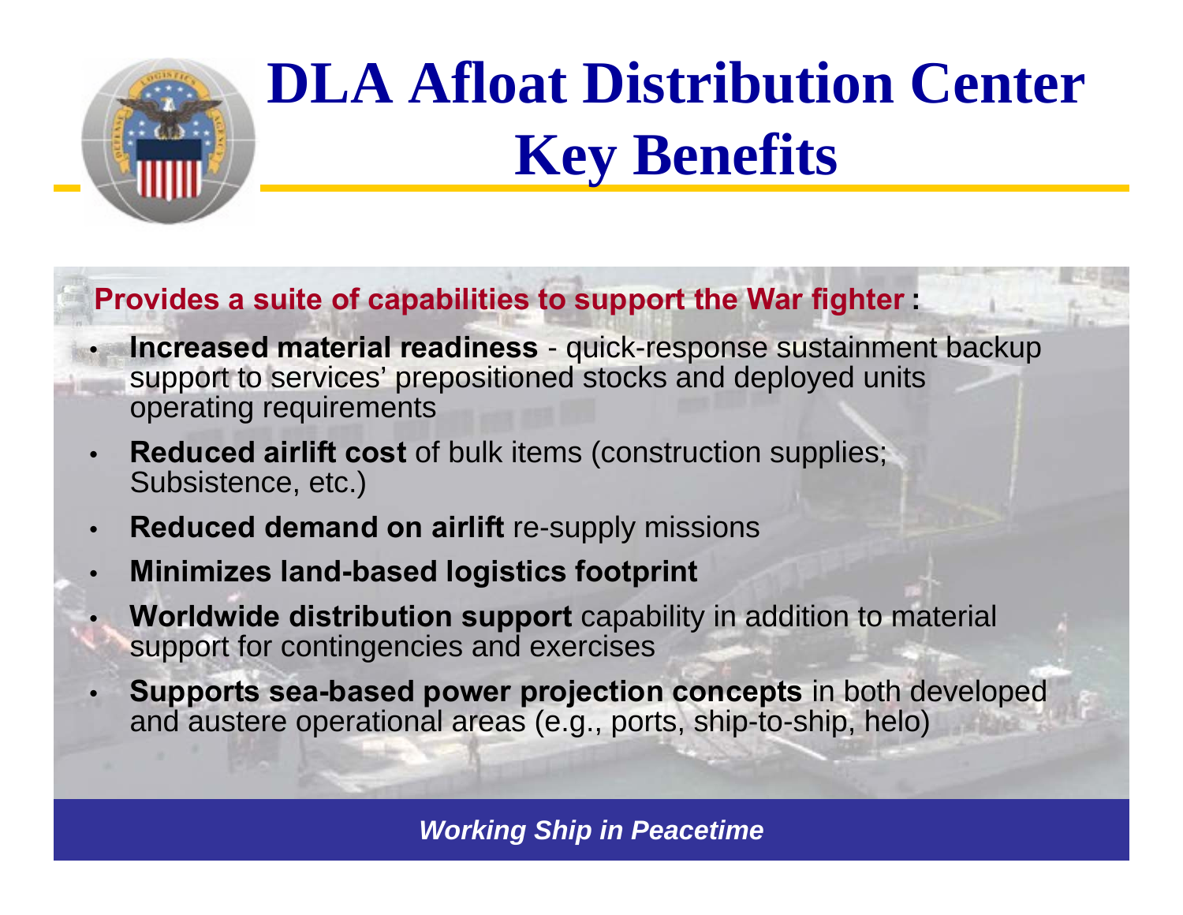# DLA Afloat Distribution Center Key Benefits

**Provides a suite of capabilities to support the War fighter :**

- **Increased material readiness** - quick-response sustainment backup support to services' prepositioned stocks and deployed units operating requirements
- **Reduced airlift cost** of bulk items (construction supplies; Subsistence, etc.)
- **Reduced demand on airlift** re-supply missions
- **Minimizes land-based logistics footprint**
- **Worldwide distribution support** capability in addition to material support for contingencies and exercises
- **Supports sea-based power projection concepts** in both developed and austere operational areas (e.g., ports, ship-to-ship, helo)

***Working Ship in Peacetime***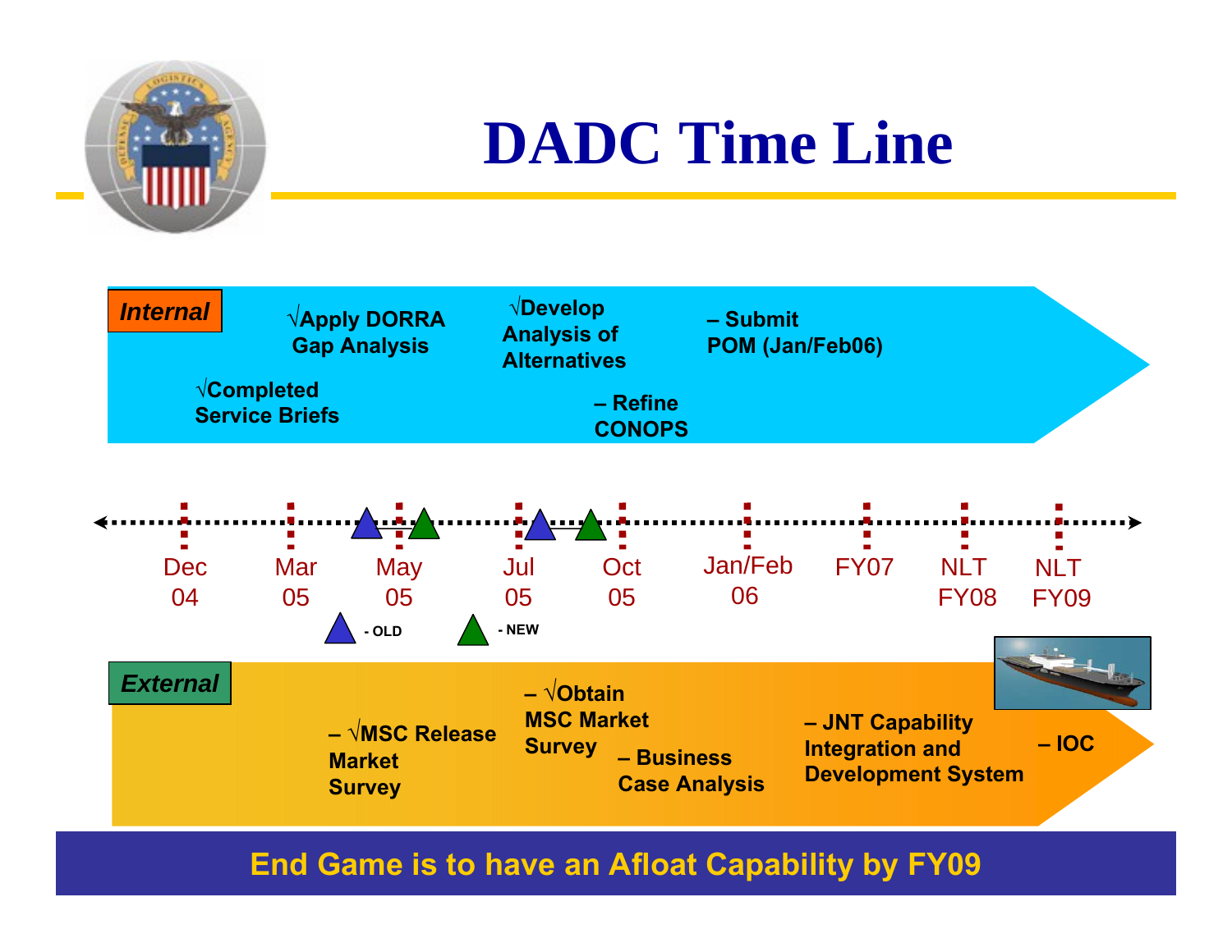# DADC Time Line

**Internal**

- √Completed Service Briefs
- √Apply DORRA Gap Analysis
- √Develop Analysis of Alternatives
- – Refine CONOPS
- – Submit POM (Jan/Feb06)

Dec 04 | Mar 05 | May 05 | Jul 05 | Oct 05 | Jan/Feb 06 | FY07 | NLT FY08 | NLT FY09

- OLD
- NEW

**External**

- – √MSC Release Market Survey
- – √Obtain MSC Market Survey
- – Business Case Analysis
- – JNT Capability Integration and Development System
- – IOC

**End Game is to have an Afloat Capability by FY09**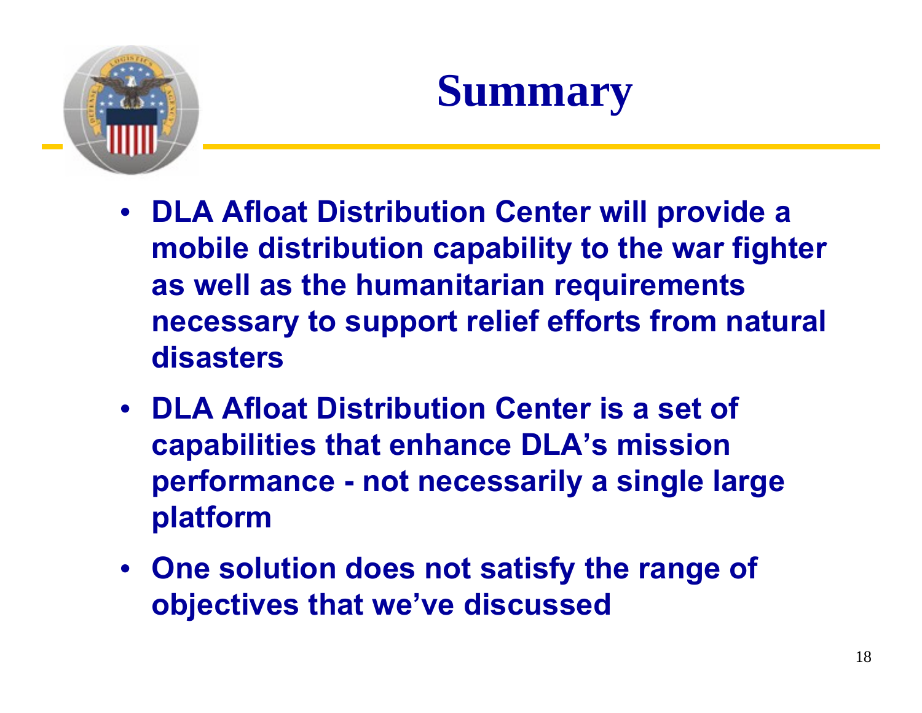# Summary

- DLA Afloat Distribution Center will provide a mobile distribution capability to the war fighter as well as the humanitarian requirements necessary to support relief efforts from natural disasters
- DLA Afloat Distribution Center is a set of capabilities that enhance DLA's mission performance - not necessarily a single large platform
- One solution does not satisfy the range of objectives that we've discussed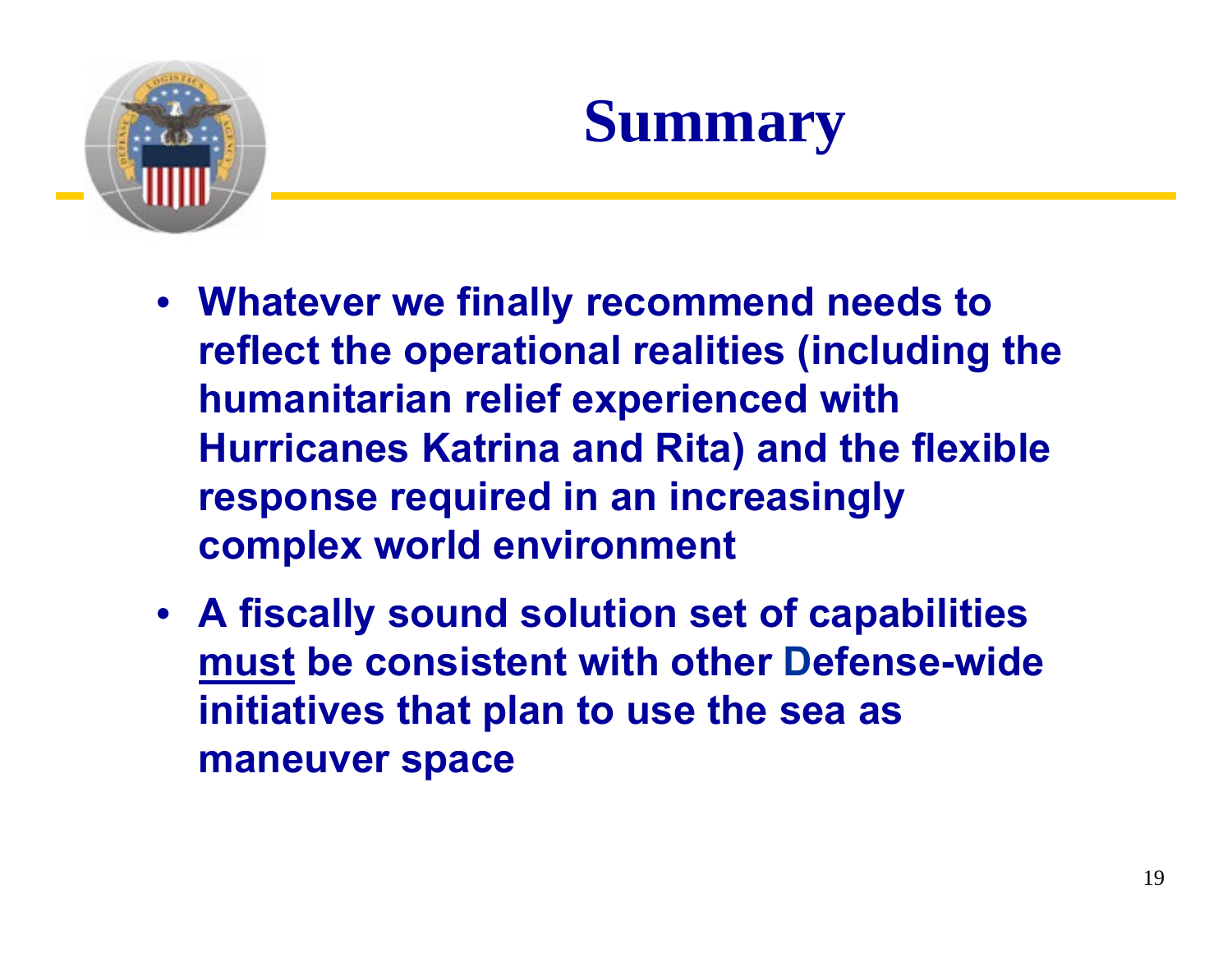# Summary

- **Whatever we finally recommend needs to reflect the operational realities (including the humanitarian relief experienced with Hurricanes Katrina and Rita) and the flexible response required in an increasingly complex world environment**
- **A fiscally sound solution set of capabilities <u>must</u> be consistent with other Defense-wide initiatives that plan to use the sea as maneuver space**